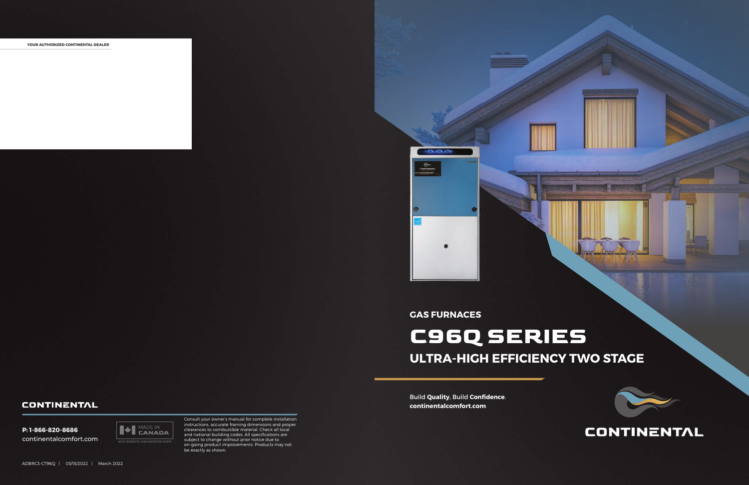YOUR AUTHORIZED CONTINENTAL DEALER

## GAS FURNACES

# C96Q SERIES

## ULTRA-HIGH EFFICIENCY TWO STAGE

Build **Quality**, Build **Confidence**.
**continentalcomfort.com**

CONTINENTAL

CONTINENTAL

**P: 1-866-820-8686**
continentalcomfort.com

MADE IN CANADA
WITH DOMESTIC AND IMPORTED PARTS

Consult your owner's manual for complete installation instructions, accurate framing dimensions and proper clearances to combustible material. Check all local and national building codes. All specifications are subject to change without prior notice due to on-going product improvements. Products may not be exactly as shown.

ADBRC3-CT96Q | 03/15/2022 | March 2022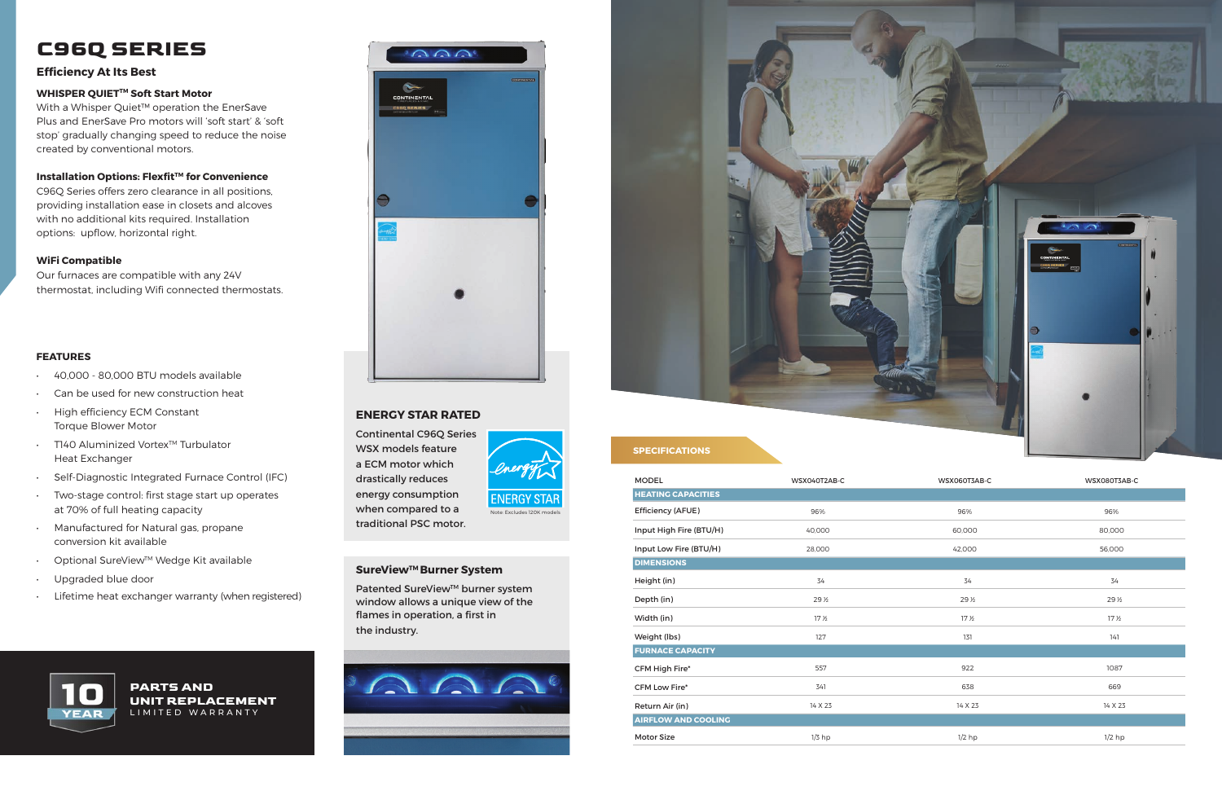# C96Q SERIES

## Efficiency At Its Best

**WHISPER QUIET™ Soft Start Motor**

With a Whisper Quiet™ operation the EnerSave Plus and EnerSave Pro motors will 'soft start' & 'soft stop' gradually changing speed to reduce the noise created by conventional motors.

**Installation Options: Flexfit™ for Convenience**

C96Q Series offers zero clearance in all positions, providing installation ease in closets and alcoves with no additional kits required. Installation options: upflow, horizontal right.

**WiFi Compatible**

Our furnaces are compatible with any 24V thermostat, including Wifi connected thermostats.

### FEATURES

- 40,000 - 80,000 BTU models available
- Can be used for new construction heat
- High efficiency ECM Constant Torque Blower Motor
- T140 Aluminized Vortex™ Turbulator Heat Exchanger
- Self-Diagnostic Integrated Furnace Control (IFC)
- Two-stage control: first stage start up operates at 70% of full heating capacity
- Manufactured for Natural gas, propane conversion kit available
- Optional SureView™ Wedge Kit available
- Upgraded blue door
- Lifetime heat exchanger warranty (when registered)

**10 YEAR** PARTS AND UNIT REPLACEMENT LIMITED WARRANTY

### ENERGY STAR RATED

Continental C96Q Series WSX models feature a ECM motor which drastically reduces energy consumption when compared to a traditional PSC motor.

Note: Excludes 120K models

### SureView™ Burner System

Patented SureView™ burner system window allows a unique view of the flames in operation, a first in the industry.

### SPECIFICATIONS

| MODEL | WSX040T2AB-C | WSX060T3AB-C | WSX080T3AB-C |
|---|---|---|---|
| **HEATING CAPACITIES** | | | |
| Efficiency (AFUE) | 96% | 96% | 96% |
| Input High Fire (BTU/H) | 40,000 | 60,000 | 80,000 |
| Input Low Fire (BTU/H) | 28,000 | 42,000 | 56,000 |
| **DIMENSIONS** | | | |
| Height (in) | 34 | 34 | 34 |
| Depth (in) | 29 ½ | 29 ½ | 29 ½ |
| Width (in) | 17 ½ | 17 ½ | 17 ½ |
| Weight (lbs) | 127 | 131 | 141 |
| **FURNACE CAPACITY** | | | |
| CFM High Fire* | 557 | 922 | 1087 |
| CFM Low Fire* | 341 | 638 | 669 |
| Return Air (in) | 14 X 23 | 14 X 23 | 14 X 23 |
| **AIRFLOW AND COOLING** | | | |
| Motor Size | 1/3 hp | 1/2 hp | 1/2 hp |